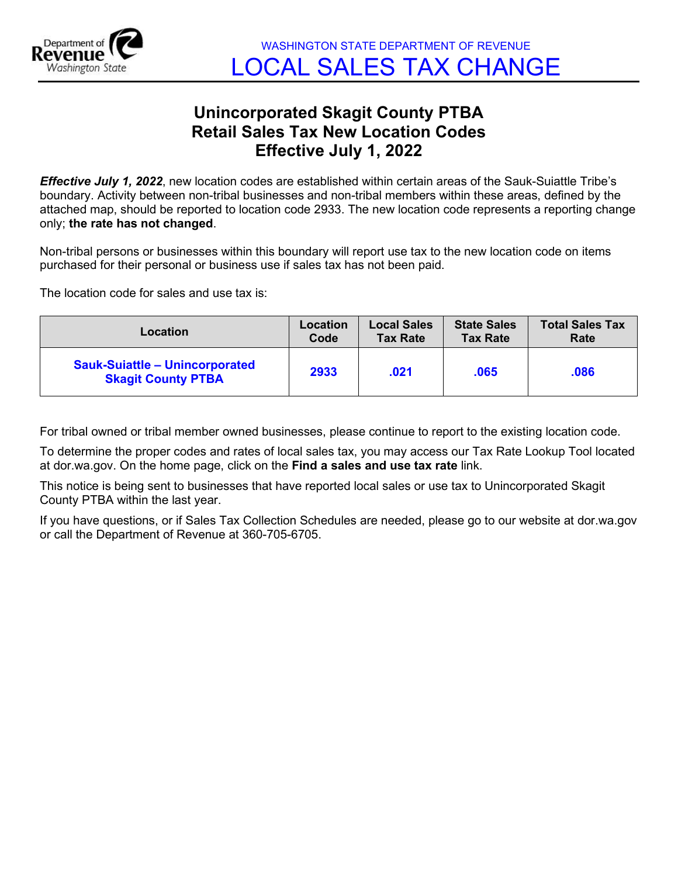WASHINGTON STATE DEPARTMENT OF REVENUE

# LOCAL SALES TAX CHANGE

## Unincorporated Skagit County PTBA
## Retail Sales Tax New Location Codes
## Effective July 1, 2022

***Effective July 1, 2022***, new location codes are established within certain areas of the Sauk-Suiattle Tribe's boundary. Activity between non-tribal businesses and non-tribal members within these areas, defined by the attached map, should be reported to location code 2933. The new location code represents a reporting change only; **the rate has not changed**.

Non-tribal persons or businesses within this boundary will report use tax to the new location code on items purchased for their personal or business use if sales tax has not been paid.

The location code for sales and use tax is:

| Location | Location Code | Local Sales Tax Rate | State Sales Tax Rate | Total Sales Tax Rate |
|---|---|---|---|---|
| **Sauk-Suiattle – Unincorporated Skagit County PTBA** | **2933** | **.021** | **.065** | **.086** |

For tribal owned or tribal member owned businesses, please continue to report to the existing location code.

To determine the proper codes and rates of local sales tax, you may access our Tax Rate Lookup Tool located at dor.wa.gov. On the home page, click on the **Find a sales and use tax rate** link.

This notice is being sent to businesses that have reported local sales or use tax to Unincorporated Skagit County PTBA within the last year.

If you have questions, or if Sales Tax Collection Schedules are needed, please go to our website at dor.wa.gov or call the Department of Revenue at 360-705-6705.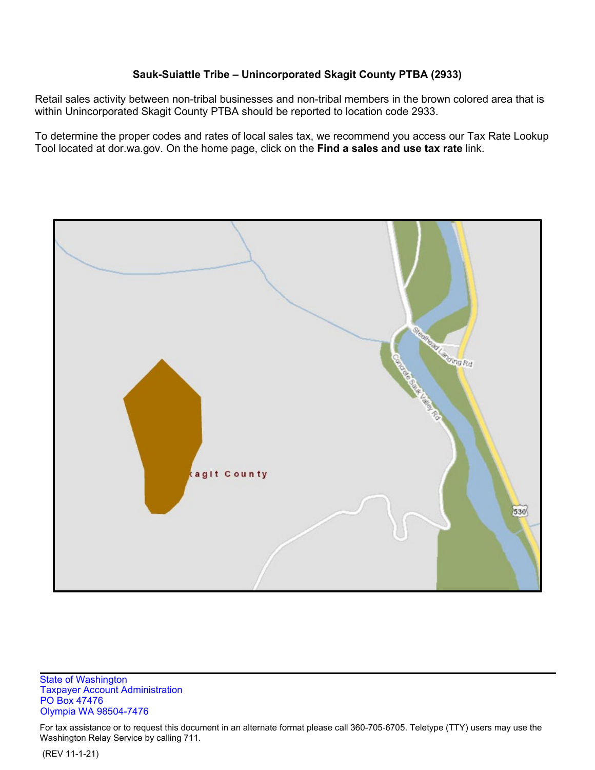**Sauk-Suiattle Tribe – Unincorporated Skagit County PTBA (2933)**

Retail sales activity between non-tribal businesses and non-tribal members in the brown colored area that is within Unincorporated Skagit County PTBA should be reported to location code 2933.

To determine the proper codes and rates of local sales tax, we recommend you access our Tax Rate Lookup Tool located at dor.wa.gov. On the home page, click on the **Find a sales and use tax rate** link.

Steelhead Landing Rd

Concrete Sauk Valley Rd

Skagit County

530

State of Washington
Taxpayer Account Administration
PO Box 47476
Olympia WA 98504-7476

For tax assistance or to request this document in an alternate format please call 360-705-6705. Teletype (TTY) users may use the Washington Relay Service by calling 711.

(REV 11-1-21)